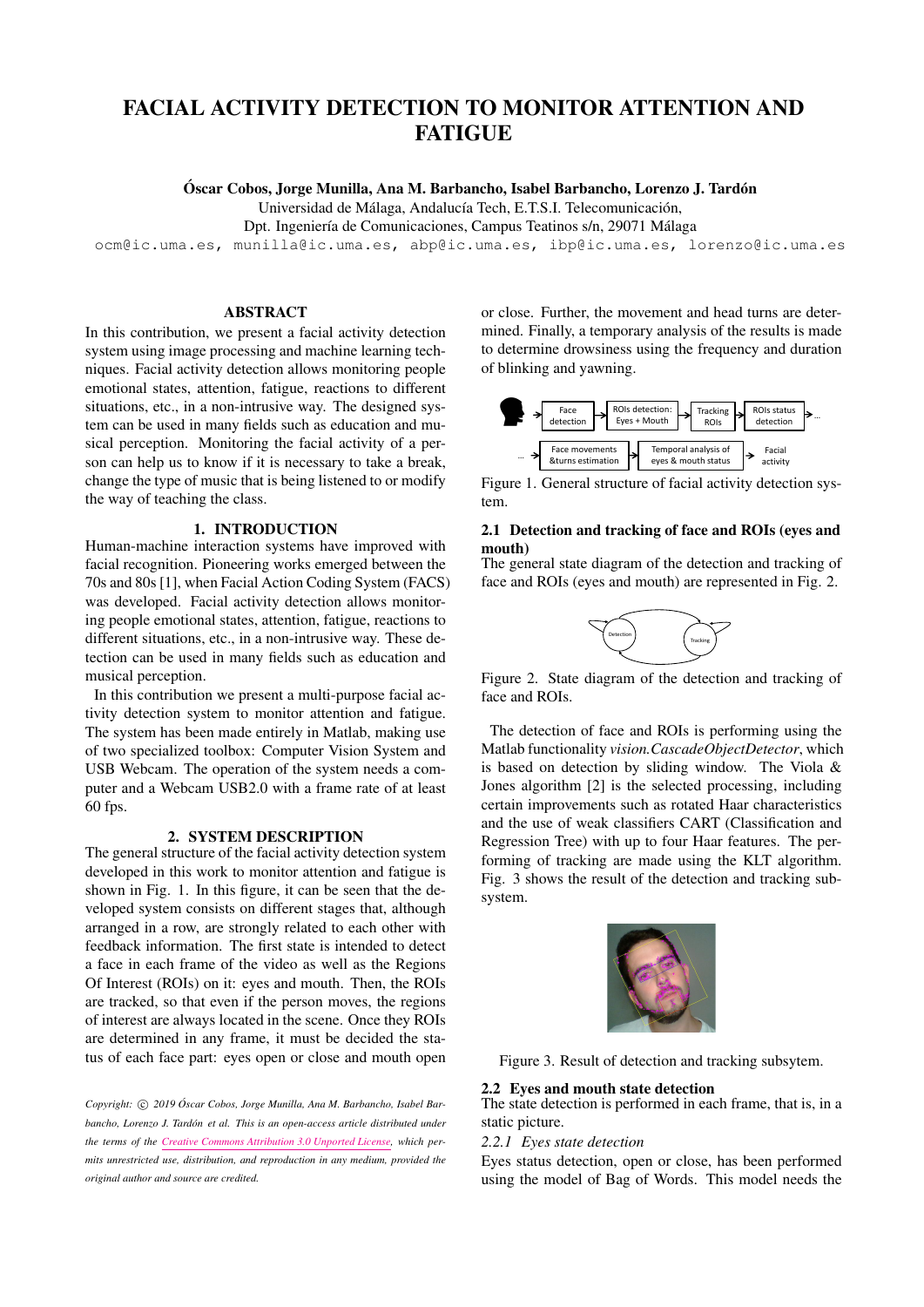# FACIAL ACTIVITY DETECTION TO MONITOR ATTENTION AND FATIGUE

**Óscar Cobos, Jorge Munilla, Ana M. Barbancho, Isabel Barbancho, Lorenzo J. Tardón**
Universidad de Málaga, Andalucía Tech, E.T.S.I. Telecomunicación,
Dpt. Ingeniería de Comunicaciones, Campus Teatinos s/n, 29071 Málaga
ocm@ic.uma.es, munilla@ic.uma.es, abp@ic.uma.es, ibp@ic.uma.es, lorenzo@ic.uma.es

## ABSTRACT

In this contribution, we present a facial activity detection system using image processing and machine learning techniques. Facial activity detection allows monitoring people emotional states, attention, fatigue, reactions to different situations, etc., in a non-intrusive way. The designed system can be used in many fields such as education and musical perception. Monitoring the facial activity of a person can help us to know if it is necessary to take a break, change the type of music that is being listened to or modify the way of teaching the class.

## 1. INTRODUCTION

Human-machine interaction systems have improved with facial recognition. Pioneering works emerged between the 70s and 80s [1], when Facial Action Coding System (FACS) was developed. Facial activity detection allows monitoring people emotional states, attention, fatigue, reactions to different situations, etc., in a non-intrusive way. These detection can be used in many fields such as education and musical perception.

In this contribution we present a multi-purpose facial activity detection system to monitor attention and fatigue. The system has been made entirely in Matlab, making use of two specialized toolbox: Computer Vision System and USB Webcam. The operation of the system needs a computer and a Webcam USB2.0 with a frame rate of at least 60 fps.

## 2. SYSTEM DESCRIPTION

The general structure of the facial activity detection system developed in this work to monitor attention and fatigue is shown in Fig. 1. In this figure, it can be seen that the developed system consists on different stages that, although arranged in a row, are strongly related to each other with feedback information. The first state is intended to detect a face in each frame of the video as well as the Regions Of Interest (ROIs) on it: eyes and mouth. Then, the ROIs are tracked, so that even if the person moves, the regions of interest are always located in the scene. Once they ROIs are determined in any frame, it must be decided the status of each face part: eyes open or close and mouth open or close. Further, the movement and head turns are determined. Finally, a temporary analysis of the results is made to determine drowsiness using the frequency and duration of blinking and yawning.

Face detection → ROIs detection: Eyes + Mouth → Tracking ROIs → ROIs status detection → ...
... → Face movements &turns estimation → Temporal analysis of eyes & mouth status → Facial activity

Figure 1. General structure of facial activity detection system.

### 2.1 Detection and tracking of face and ROIs (eyes and mouth)

The general state diagram of the detection and tracking of face and ROIs (eyes and mouth) are represented in Fig. 2.

Detection ⇄ Tracking

Figure 2. State diagram of the detection and tracking of face and ROIs.

The detection of face and ROIs is performing using the Matlab functionality *vision.CascadeObjectDetector*, which is based on detection by sliding window. The Viola & Jones algorithm [2] is the selected processing, including certain improvements such as rotated Haar characteristics and the use of weak classifiers CART (Classification and Regression Tree) with up to four Haar features. The performing of tracking are made using the KLT algorithm. Fig. 3 shows the result of the detection and tracking subsystem.

Figure 3. Result of detection and tracking subsytem.

### 2.2 Eyes and mouth state detection

The state detection is performed in each frame, that is, in a static picture.

#### 2.2.1 *Eyes state detection*

Eyes status detection, open or close, has been performed using the model of Bag of Words. This model needs the

*Copyright: © 2019 Óscar Cobos, Jorge Munilla, Ana M. Barbancho, Isabel Barbancho, Lorenzo J. Tardón et al. This is an open-access article distributed under the terms of the Creative Commons Attribution 3.0 Unported License, which permits unrestricted use, distribution, and reproduction in any medium, provided the original author and source are credited.*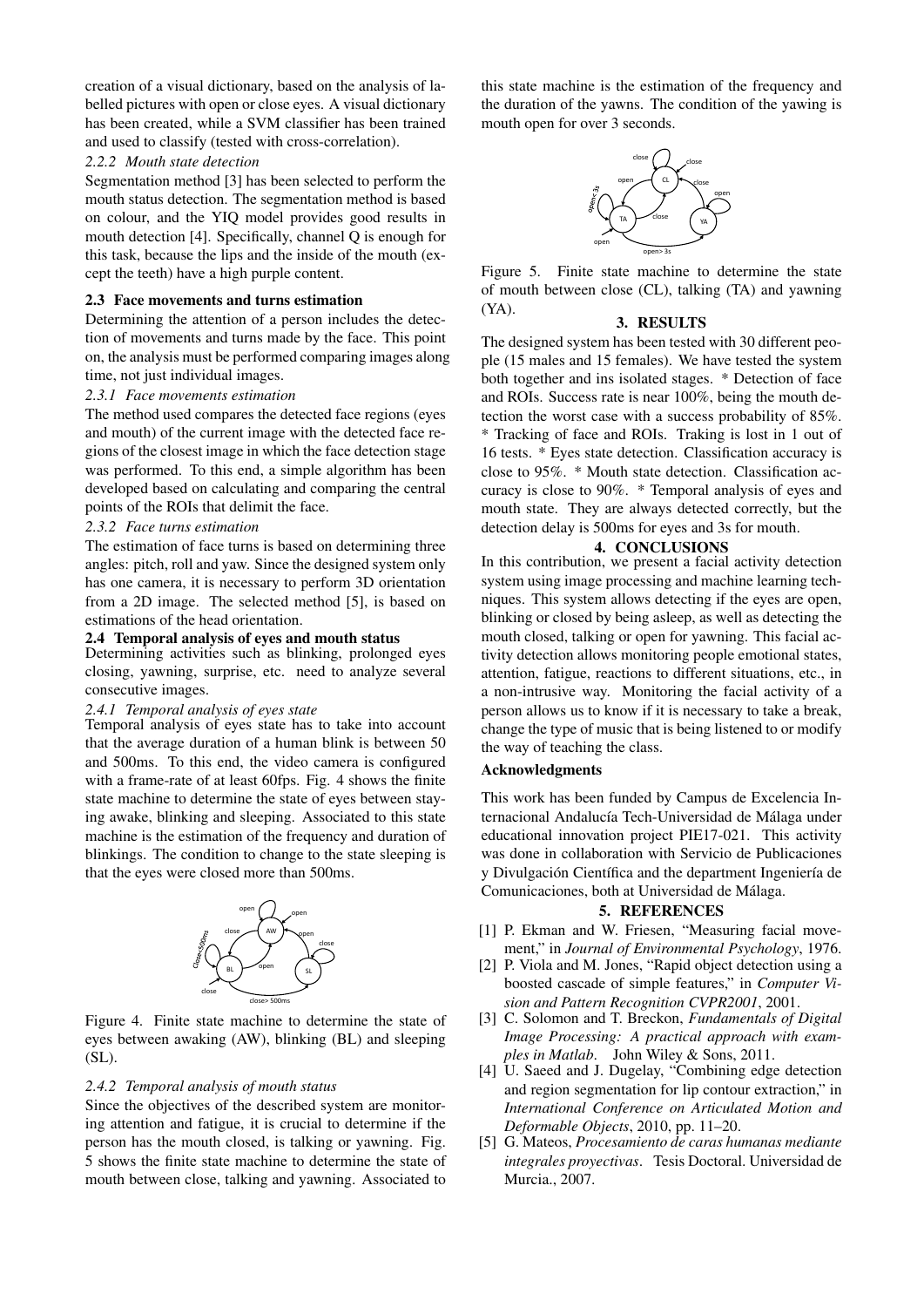creation of a visual dictionary, based on the analysis of labelled pictures with open or close eyes. A visual dictionary has been created, while a SVM classifier has been trained and used to classify (tested with cross-correlation).

#### 2.2.2 Mouth state detection

Segmentation method [3] has been selected to perform the mouth status detection. The segmentation method is based on colour, and the YIQ model provides good results in mouth detection [4]. Specifically, channel Q is enough for this task, because the lips and the inside of the mouth (except the teeth) have a high purple content.

### 2.3 Face movements and turns estimation

Determining the attention of a person includes the detection of movements and turns made by the face. This point on, the analysis must be performed comparing images along time, not just individual images.

#### 2.3.1 Face movements estimation

The method used compares the detected face regions (eyes and mouth) of the current image with the detected face regions of the closest image in which the face detection stage was performed. To this end, a simple algorithm has been developed based on calculating and comparing the central points of the ROIs that delimit the face.

#### 2.3.2 Face turns estimation

The estimation of face turns is based on determining three angles: pitch, roll and yaw. Since the designed system only has one camera, it is necessary to perform 3D orientation from a 2D image. The selected method [5], is based on estimations of the head orientation.

### 2.4 Temporal analysis of eyes and mouth status

Determining activities such as blinking, prolonged eyes closing, yawning, surprise, etc. need to analyze several consecutive images.

#### 2.4.1 Temporal analysis of eyes state

Temporal analysis of eyes state has to take into account that the average duration of a human blink is between 50 and 500ms. To this end, the video camera is configured with a frame-rate of at least 60fps. Fig. 4 shows the finite state machine to determine the state of eyes between staying awake, blinking and sleeping. Associated to this state machine is the estimation of the frequency and duration of blinkings. The condition to change to the state sleeping is that the eyes were closed more than 500ms.

open
open
close
AW
open
close
Close<500ms
BL
open
SL
close
close> 500ms

Figure 4. Finite state machine to determine the state of eyes between awaking (AW), blinking (BL) and sleeping (SL).

#### 2.4.2 Temporal analysis of mouth status

Since the objectives of the described system are monitoring attention and fatigue, it is crucial to determine if the person has the mouth closed, is talking or yawning. Fig. 5 shows the finite state machine to determine the state of mouth between close, talking and yawning. Associated to this state machine is the estimation of the frequency and the duration of the yawns. The condition of the yawing is mouth open for over 3 seconds.

close
close
open
CL
close
open
open< 3s
TA
close
YA
open
open> 3s

Figure 5. Finite state machine to determine the state of mouth between close (CL), talking (TA) and yawning (YA).

## 3. RESULTS

The designed system has been tested with 30 different people (15 males and 15 females). We have tested the system both together and ins isolated stages. * Detection of face and ROIs. Success rate is near 100%, being the mouth detection the worst case with a success probability of 85%. * Tracking of face and ROIs. Traking is lost in 1 out of 16 tests. * Eyes state detection. Classification accuracy is close to 95%. * Mouth state detection. Classification accuracy is close to 90%. * Temporal analysis of eyes and mouth state. They are always detected correctly, but the detection delay is 500ms for eyes and 3s for mouth.

## 4. CONCLUSIONS

In this contribution, we present a facial activity detection system using image processing and machine learning techniques. This system allows detecting if the eyes are open, blinking or closed by being asleep, as well as detecting the mouth closed, talking or open for yawning. This facial activity detection allows monitoring people emotional states, attention, fatigue, reactions to different situations, etc., in a non-intrusive way. Monitoring the facial activity of a person allows us to know if it is necessary to take a break, change the type of music that is being listened to or modify the way of teaching the class.

### Acknowledgments

This work has been funded by Campus de Excelencia Internacional Andalucía Tech-Universidad de Málaga under educational innovation project PIE17-021. This activity was done in collaboration with Servicio de Publicaciones y Divulgación Científica and the department Ingeniería de Comunicaciones, both at Universidad de Málaga.

## 5. REFERENCES

[1] P. Ekman and W. Friesen, "Measuring facial movement," in *Journal of Environmental Psychology*, 1976.

[2] P. Viola and M. Jones, "Rapid object detection using a boosted cascade of simple features," in *Computer Vision and Pattern Recognition CVPR2001*, 2001.

[3] C. Solomon and T. Breckon, *Fundamentals of Digital Image Processing: A practical approach with examples in Matlab*. John Wiley & Sons, 2011.

[4] U. Saeed and J. Dugelay, "Combining edge detection and region segmentation for lip contour extraction," in *International Conference on Articulated Motion and Deformable Objects*, 2010, pp. 11–20.

[5] G. Mateos, *Procesamiento de caras humanas mediante integrales proyectivas*. Tesis Doctoral. Universidad de Murcia., 2007.